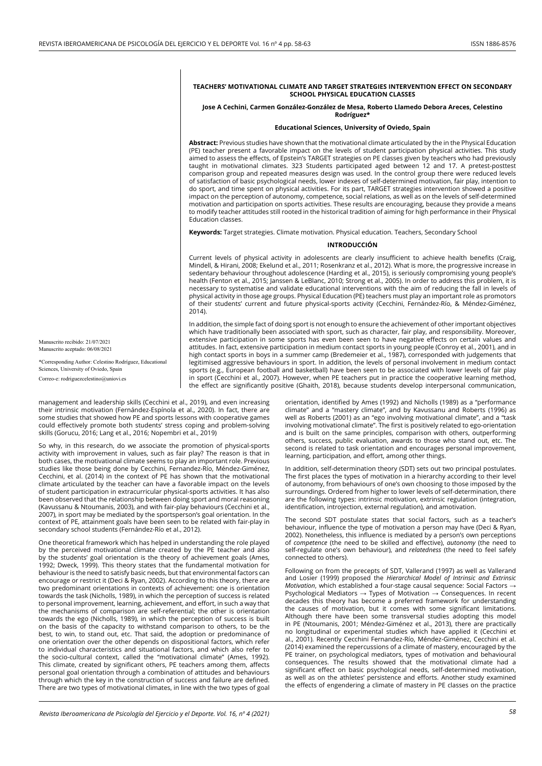# TEACHERS' MOTIVATIONAL CLIMATE AND TARGET STRATEGIES INTERVENTION EFFECT ON SECONDARY SCHOOL PHYSICAL EDUCATION CLASSES

**Jose A Cechini, Carmen González-González de Mesa, Roberto Llamedo Debora Areces, Celestino Rodríguez***

**Educational Sciences, University of Oviedo, Spain**

**Abstract:** Previous studies have shown that the motivational climate articulated by the in the Physical Education (PE) teacher present a favorable impact on the levels of student participation physical activities. This study aimed to assess the effects, of Epstein's TARGET strategies on PE classes given by teachers who had previously taught in motivational climates. 323 Students participated aged between 12 and 17. A pretest-posttest comparison group and repeated measures design was used. In the control group there were reduced levels of satisfaction of basic psychological needs, lower indexes of self-determined motivation, fair play, intention to do sport, and time spent on physical activities. For its part, TARGET strategies intervention showed a positive impact on the perception of autonomy, competence, social relations, as well as on the levels of self-determined motivation and participation on sports activities. These results are encouraging, because they provide a means to modify teacher attitudes still rooted in the historical tradition of aiming for high performance in their Physical Education classes.

**Keywords:** Target strategies. Climate motivation. Physical education. Teachers, Secondary School

Manuscrito recibido: 21/07/2021
Manuscrito aceptado: 06/08/2021

*Corresponding Author: Celestino Rodríguez, Educational Sciences, University of Oviedo, Spain

Correo-e: rodriguezcelestino@uniovi.es

## INTRODUCCIÓN

Current levels of physical activity in adolescents are clearly insufficient to achieve health benefits (Craig, Mindell, & Hirani, 2008; Ekelund et al., 2011; Rosenkranz et al., 2012). What is more, the progressive increase in sedentary behaviour throughout adolescence (Harding et al., 2015), is seriously compromising young people's health (Fenton et al., 2015; Janssen & LeBlanc, 2010; Strong et al., 2005). In order to address this problem, it is necessary to systematise and validate educational interventions with the aim of reducing the fall in levels of physical activity in those age groups. Physical Education (PE) teachers must play an important role as promotors of their students' current and future physical-sports activity (Cecchini, Fernández-Río, & Méndez-Giménez, 2014).

In addition, the simple fact of doing sport is not enough to ensure the achievement of other important objectives which have traditionally been associated with sport, such as character, fair play, and responsibility. Moreover, extensive participation in some sports has even been seen to have negative effects on certain values and attitudes. In fact, extensive participation in medium contact sports in young people (Conroy et al., 2001), and in high contact sports in boys in a summer camp (Bredemeier et al., 1987), corresponded with judgements that legitimised aggressive behaviours in sport. In addition, the levels of personal involvement in medium contact sports (e.g., European football and basketball) have been seen to be associated with lower levels of fair play in sport (Cecchini et al., 2007). However, when PE teachers put in practice the cooperative learning method, the effect are significantly positive (Ghaith, 2018), because students develop interpersonal communication, management and leadership skills (Cecchini et al., 2019), and even increasing their intrinsic motivation (Fernández-Espínola et al., 2020). In fact, there are some studies that showed how PE and sports lessons with cooperative games could effectively promote both students' stress coping and problem-solving skills (Gorucu, 2016; Lang et al., 2016; Nopembri et al., 2019)

So why, in this research, do we associate the promotion of physical-sports activity with improvement in values, such as fair play? The reason is that in both cases, the motivational climate seems to play an important role. Previous studies like those being done by Cecchini, Fernandez-Río, Méndez-Giménez, Cecchini, et al. (2014) in the context of PE has shown that the motivational climate articulated by the teacher can have a favorable impact on the levels of student participation in extracurricular physical-sports activities. It has also been observed that the relationship between doing sport and moral reasoning (Kavussanu & Ntoumanis, 2003), and with fair-play behaviours (Cecchini et al., 2007), in sport may be mediated by the sportsperson's goal orientation. In the context of PE, attainment goals have been seen to be related with fair-play in secondary school students (Fernández-Río et al., 2012).

One theoretical framework which has helped in understanding the role played by the perceived motivational climate created by the PE teacher and also by the students' goal orientation is the theory of achievement goals (Ames, 1992; Dweck, 1999). This theory states that the fundamental motivation for behaviour is the need to satisfy basic needs, but that environmental factors can encourage or restrict it (Deci & Ryan, 2002). According to this theory, there are two predominant orientations in contexts of achievement: one is orientation towards the task (Nicholls, 1989), in which the perception of success is related to personal improvement, learning, achievement, and effort, in such a way that the mechanisms of comparison are self-referential; the other is orientation towards the ego (Nicholls, 1989), in which the perception of success is built on the basis of the capacity to withstand comparison to others, to be the best, to win, to stand out, etc. That said, the adoption or predominance of one orientation over the other depends on dispositional factors, which refer to individual characteristics and situational factors, and which also refer to the socio-cultural context, called the "motivational climate" (Ames, 1992). This climate, created by significant others, PE teachers among them, affects personal goal orientation through a combination of attitudes and behaviours through which the key in the construction of success and failure are defined. There are two types of motivational climates, in line with the two types of goal orientation, identified by Ames (1992) and Nicholls (1989) as a "performance climate" and a "mastery climate", and by Kavussanu and Roberts (1996) as well as Roberts (2001) as an "ego involving motivational climate", and a "task involving motivational climate". The first is positively related to ego-orientation and is built on the same principles, comparison with others, outperforming others, success, public evaluation, awards to those who stand out, etc. The second is related to task orientation and encourages personal improvement, learning, participation, and effort, among other things.

In addition, self-determination theory (SDT) sets out two principal postulates. The first places the types of motivation in a hierarchy according to their level of autonomy, from behaviours of one's own choosing to those imposed by the surroundings. Ordered from higher to lower levels of self-determination, there are the following types: intrinsic motivation, extrinsic regulation (integration, identification, introjection, external regulation), and amotivation.

The second SDT postulate states that social factors, such as a teacher's behaviour, influence the type of motivation a person may have (Deci & Ryan, 2002). Nonetheless, this influence is mediated by a person's own perceptions of *competence* (the need to be skilled and effective), *autonomy* (the need to self-regulate one's own behaviour), and *relatedness* (the need to feel safely connected to others).

Following on from the precepts of SDT, Vallerand (1997) as well as Vallerand and Losier (1999) proposed the *Hierarchical Model of Intrinsic and Extrinsic Motivation*, which established a four-stage causal sequence: Social Factors → Psychological Mediators → Types of Motivation → Consequences. In recent decades this theory has become a preferred framework for understanding the causes of motivation, but it comes with some significant limitations. Although there have been some transversal studies adopting this model in PE (Ntoumanis, 2001; Méndez-Giménez et al., 2013), there are practically no longitudinal or experimental studies which have applied it (Cecchini et al., 2001). Recently Cecchini Fernandez-Río, Méndez-Giménez, Cecchini et al. (2014) examined the repercussions of a climate of mastery, encouraged by the PE trainer, on psychological mediators, types of motivation and behavioural consequences. The results showed that the motivational climate had a significant effect on basic psychological needs, self-determined motivation, as well as on the athletes' persistence and efforts. Another study examined the effects of engendering a climate of mastery in PE classes on the practice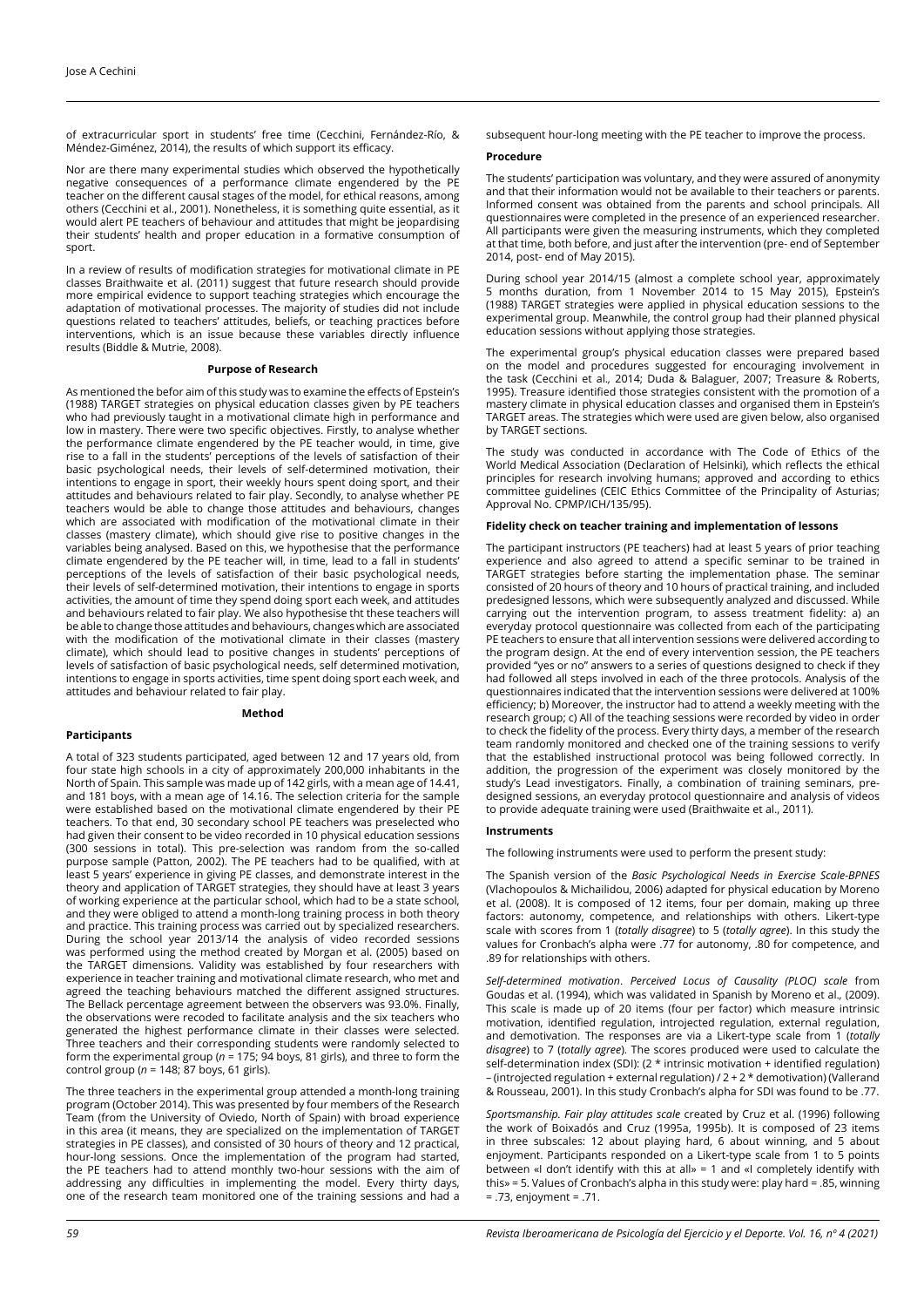of extracurricular sport in students' free time (Cecchini, Fernández-Río, & Méndez-Giménez, 2014), the results of which support its efficacy.

Nor are there many experimental studies which observed the hypothetically negative consequences of a performance climate engendered by the PE teacher on the different causal stages of the model, for ethical reasons, among others (Cecchini et al., 2001). Nonetheless, it is something quite essential, as it would alert PE teachers of behaviour and attitudes that might be jeopardising their students' health and proper education in a formative consumption of sport.

In a review of results of modification strategies for motivational climate in PE classes Braithwaite et al. (2011) suggest that future research should provide more empirical evidence to support teaching strategies which encourage the adaptation of motivational processes. The majority of studies did not include questions related to teachers' attitudes, beliefs, or teaching practices before interventions, which is an issue because these variables directly influence results (Biddle & Mutrie, 2008).

## Purpose of Research

As mentioned the befor aim of this study was to examine the effects of Epstein's (1988) TARGET strategies on physical education classes given by PE teachers who had previously taught in a motivational climate high in performance and low in mastery. There were two specific objectives. Firstly, to analyse whether the performance climate engendered by the PE teacher would, in time, give rise to a fall in the students' perceptions of the levels of satisfaction of their basic psychological needs, their levels of self-determined motivation, their intentions to engage in sport, their weekly hours spent doing sport, and their attitudes and behaviours related to fair play. Secondly, to analyse whether PE teachers would be able to change those attitudes and behaviours, changes which are associated with modification of the motivational climate in their classes (mastery climate), which should give rise to positive changes in the variables being analysed. Based on this, we hypothesise that the performance climate engendered by the PE teacher will, in time, lead to a fall in students' perceptions of the levels of satisfaction of their basic psychological needs, their levels of self-determined motivation, their intentions to engage in sports activities, the amount of time they spend doing sport each week, and attitudes and behaviours related to fair play. We also hypothesise tht these teachers will be able to change those attitudes and behaviours, changes which are associated with the modification of the motivational climate in their classes (mastery climate), which should lead to positive changes in students' perceptions of levels of satisfaction of basic psychological needs, self determined motivation, intentions to engage in sports activities, time spent doing sport each week, and attitudes and behaviour related to fair play.

## Method

### Participants

A total of 323 students participated, aged between 12 and 17 years old, from four state high schools in a city of approximately 200,000 inhabitants in the North of Spain. This sample was made up of 142 girls, with a mean age of 14.41, and 181 boys, with a mean age of 14.16. The selection criteria for the sample were established based on the motivational climate engendered by their PE teachers. To that end, 30 secondary school PE teachers was preselected who had given their consent to be video recorded in 10 physical education sessions (300 sessions in total). This pre-selection was random from the so-called purpose sample (Patton, 2002). The PE teachers had to be qualified, with at least 5 years' experience in giving PE classes, and demonstrate interest in the theory and application of TARGET strategies, they should have at least 3 years of working experience at the particular school, which had to be a state school, and they were obliged to attend a month-long training process in both theory and practice. This training process was carried out by specialized researchers. During the school year 2013/14 the analysis of video recorded sessions was performed using the method created by Morgan et al. (2005) based on the TARGET dimensions. Validity was established by four researchers with experience in teacher training and motivational climate research, who met and agreed the teaching behaviours matched the different assigned structures. The Bellack percentage agreement between the observers was 93.0%. Finally, the observations were recoded to facilitate analysis and the six teachers who generated the highest performance climate in their classes were selected. Three teachers and their corresponding students were randomly selected to form the experimental group ($n$ = 175; 94 boys, 81 girls), and three to form the control group ($n$ = 148; 87 boys, 61 girls).

The three teachers in the experimental group attended a month-long training program (October 2014). This was presented by four members of the Research Team (from the University of Oviedo, North of Spain) with broad experience in this area (it means, they are specialized on the implementation of TARGET strategies in PE classes), and consisted of 30 hours of theory and 12 practical, hour-long sessions. Once the implementation of the program had started, the PE teachers had to attend monthly two-hour sessions with the aim of addressing any difficulties in implementing the model. Every thirty days, one of the research team monitored one of the training sessions and had a subsequent hour-long meeting with the PE teacher to improve the process.

### Procedure

The students' participation was voluntary, and they were assured of anonymity and that their information would not be available to their teachers or parents. Informed consent was obtained from the parents and school principals. All questionnaires were completed in the presence of an experienced researcher. All participants were given the measuring instruments, which they completed at that time, both before, and just after the intervention (pre- end of September 2014, post- end of May 2015).

During school year 2014/15 (almost a complete school year, approximately 5 months duration, from 1 November 2014 to 15 May 2015), Epstein's (1988) TARGET strategies were applied in physical education sessions to the experimental group. Meanwhile, the control group had their planned physical education sessions without applying those strategies.

The experimental group's physical education classes were prepared based on the model and procedures suggested for encouraging involvement in the task (Cecchini et al., 2014; Duda & Balaguer, 2007; Treasure & Roberts, 1995). Treasure identified those strategies consistent with the promotion of a mastery climate in physical education classes and organised them in Epstein's TARGET areas. The strategies which were used are given below, also organised by TARGET sections.

The study was conducted in accordance with The Code of Ethics of the World Medical Association (Declaration of Helsinki), which reflects the ethical principles for research involving humans; approved and according to ethics committee guidelines (CEIC Ethics Committee of the Principality of Asturias; Approval No. CPMP/ICH/135/95).

### Fidelity check on teacher training and implementation of lessons

The participant instructors (PE teachers) had at least 5 years of prior teaching experience and also agreed to attend a specific seminar to be trained in TARGET strategies before starting the implementation phase. The seminar consisted of 20 hours of theory and 10 hours of practical training, and included predesigned lessons, which were subsequently analyzed and discussed. While carrying out the intervention program, to assess treatment fidelity: a) an everyday protocol questionnaire was collected from each of the participating PE teachers to ensure that all intervention sessions were delivered according to the program design. At the end of every intervention session, the PE teachers provided "yes or no" answers to a series of questions designed to check if they had followed all steps involved in each of the three protocols. Analysis of the questionnaires indicated that the intervention sessions were delivered at 100% efficiency; b) Moreover, the instructor had to attend a weekly meeting with the research group; c) All of the teaching sessions were recorded by video in order to check the fidelity of the process. Every thirty days, a member of the research team randomly monitored and checked one of the training sessions to verify that the established instructional protocol was being followed correctly. In addition, the progression of the experiment was closely monitored by the study's Lead investigators. Finally, a combination of training seminars, pre-designed sessions, an everyday protocol questionnaire and analysis of videos to provide adequate training were used (Braithwaite et al., 2011).

### Instruments

The following instruments were used to perform the present study:

The Spanish version of the *Basic Psychological Needs in Exercise Scale-BPNES* (Vlachopoulos & Michailidou, 2006) adapted for physical education by Moreno et al. (2008). It is composed of 12 items, four per domain, making up three factors: autonomy, competence, and relationships with others. Likert-type scale with scores from 1 (*totally disagree*) to 5 (*totally agree*). In this study the values for Cronbach's alpha were .77 for autonomy, .80 for competence, and .89 for relationships with others.

*Self-determined motivation*. *Perceived Locus of Causality (PLOC) scale* from Goudas et al. (1994), which was validated in Spanish by Moreno et al., (2009). This scale is made up of 20 items (four per factor) which measure intrinsic motivation, identified regulation, introjected regulation, external regulation, and demotivation. The responses are via a Likert-type scale from 1 (*totally disagree*) to 7 (*totally agree*). The scores produced were used to calculate the self-determination index (SDI): (2 * intrinsic motivation + identified regulation) – (introjected regulation + external regulation) / 2 + 2 * demotivation) (Vallerand & Rousseau, 2001). In this study Cronbach's alpha for SDI was found to be .77.

*Sportsmanship. Fair play attitudes scale* created by Cruz et al. (1996) following the work of Boixadós and Cruz (1995a, 1995b). It is composed of 23 items in three subscales: 12 about playing hard, 6 about winning, and 5 about enjoyment. Participants responded on a Likert-type scale from 1 to 5 points between «I don't identify with this at all» = 1 and «I completely identify with this» = 5. Values of Cronbach's alpha in this study were: play hard = .85, winning = .73, enjoyment = .71.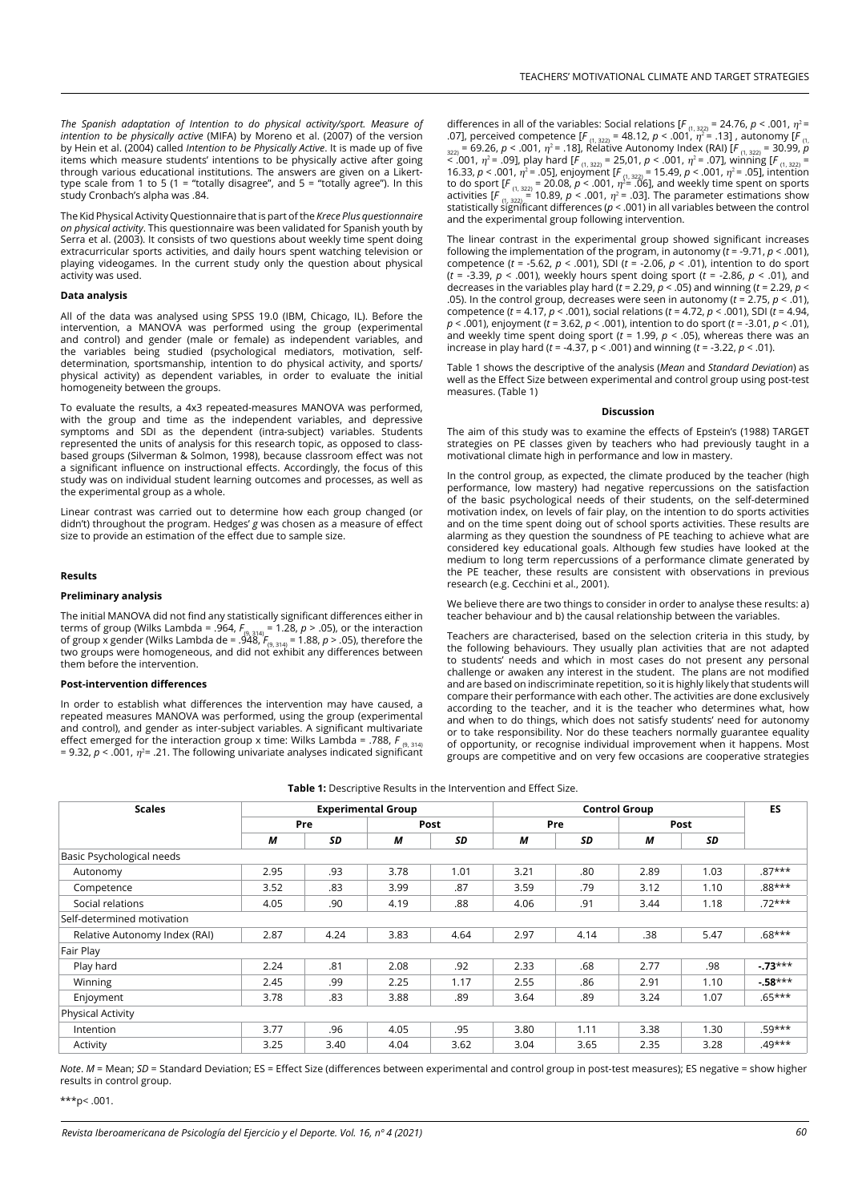*The Spanish adaptation of Intention to do physical activity/sport. Measure of intention to be physically active* (MIFA) by Moreno et al. (2007) of the version by Hein et al. (2004) called *Intention to be Physically Active*. It is made up of five items which measure students' intentions to be physically active after going through various educational institutions. The answers are given on a Likert-type scale from 1 to 5 (1 = "totally disagree", and 5 = "totally agree"). In this study Cronbach's alpha was .84.

The Kid Physical Activity Questionnaire that is part of the *Krece Plus questionnaire on physical activity*. This questionnaire was been validated for Spanish youth by Serra et al. (2003). It consists of two questions about weekly time spent doing extracurricular sports activities, and daily hours spent watching television or playing videogames. In the current study only the question about physical activity was used.

**Data analysis**

All of the data was analysed using SPSS 19.0 (IBM, Chicago, IL). Before the intervention, a MANOVA was performed using the group (experimental and control) and gender (male or female) as independent variables, and the variables being studied (psychological mediators, motivation, self-determination, sportsmanship, intention to do physical activity, and sports/physical activity) as dependent variables, in order to evaluate the initial homogeneity between the groups.

To evaluate the results, a 4x3 repeated-measures MANOVA was performed, with the group and time as the independent variables, and depressive symptoms and SDI as the dependent (intra-subject) variables. Students represented the units of analysis for this research topic, as opposed to class-based groups (Silverman & Solmon, 1998), because classroom effect was not a significant influence on instructional effects. Accordingly, the focus of this study was on individual student learning outcomes and processes, as well as the experimental group as a whole.

Linear contrast was carried out to determine how each group changed (or didn't) throughout the program. Hedges' *g* was chosen as a measure of effect size to provide an estimation of the effect due to sample size.

**Results**

**Preliminary analysis**

The initial MANOVA did not find any statistically significant differences either in terms of group (Wilks Lambda = .964, $F_{(9, 314)} = 1.28$, $p > .05$), or the interaction of group x gender (Wilks Lambda de = .948, $F_{(9, 314)} = 1.88$, $p > .05$), therefore the two groups were homogeneous, and did not exhibit any differences between them before the intervention.

**Post-intervention differences**

In order to establish what differences the intervention may have caused, a repeated measures MANOVA was performed, using the group (experimental and control), and gender as inter-subject variables. A significant multivariate effect emerged for the interaction group x time: Wilks Lambda = .788, $F_{(9, 314)} = 9.32$, $p < .001$, $\eta^2 = .21$. The following univariate analyses indicated significant differences in all of the variables: Social relations [$F_{(1, 322)} = 24.76$, $p < .001$, $\eta^2 = .07$], perceived competence [$F_{(1, 322)} = 48.12$, $p < .001$, $\eta^2 = .13$] , autonomy [$F_{(1, 322)} = 69.26$, $p < .001$, $\eta^2 = .18$], Relative Autonomy Index (RAI) [$F_{(1, 322)} = 30.99$, $p < .001$, $\eta^2 = .09$], play hard [$F_{(1, 322)} = 25{,}01$, $p < .001$, $\eta^2 = .07$], winning [$F_{(1, 322)} = 16.33$, $p < .001$, $\eta^2 = .05$], enjoyment [$F_{(1, 322)} = 15.49$, $p < .001$, $\eta^2 = .05$], intention to do sport [$F_{(1, 322)} = 20.08$, $p < .001$, $\eta^2 = .06$], and weekly time spent on sports activities [$F_{(1, 322)} = 10.89$, $p < .001$, $\eta^2 = .03$]. The parameter estimations show statistically significant differences ($p < .001$) in all variables between the control and the experimental group following intervention.

The linear contrast in the experimental group showed significant increases following the implementation of the program, in autonomy ($t = -9.71$, $p < .001$), competence ($t = -5.62$, $p < .001$), SDI ($t = -2.06$, $p < .01$), intention to do sport ($t = -3.39$, $p < .001$), weekly hours spent doing sport ($t = -2.86$, $p < .01$), and decreases in the variables play hard ($t = 2.29$, $p < .05$) and winning ($t = 2.29$, $p < .05$). In the control group, decreases were seen in autonomy ($t = 2.75$, $p < .01$), competence ($t = 4.17$, $p < .001$), social relations ($t = 4.72$, $p < .001$), SDI ($t = 4.94$, $p < .001$), enjoyment ($t = 3.62$, $p < .001$), intention to do sport ($t = -3.01$, $p < .01$), and weekly time spent doing sport ($t = 1.99$, $p < .05$), whereas there was an increase in play hard ($t = -4.37$, $p < .001$) and winning ($t = -3.22$, $p < .01$).

Table 1 shows the descriptive of the analysis (*Mean* and *Standard Deviation*) as well as the Effect Size between experimental and control group using post-test measures. (Table 1)

**Table 1:** Descriptive Results in the Intervention and Effect Size.

| Scales | Experimental Group | | | | Control Group | | | | ES |
|---|---|---|---|---|---|---|---|---|---|
| | Pre | | Post | | Pre | | Post | | |
| | *M* | *SD* | *M* | *SD* | *M* | *SD* | *M* | *SD* | |
| Basic Psychological needs | | | | | | | | | |
| Autonomy | 2.95 | .93 | 3.78 | 1.01 | 3.21 | .80 | 2.89 | 1.03 | .87*** |
| Competence | 3.52 | .83 | 3.99 | .87 | 3.59 | .79 | 3.12 | 1.10 | .88*** |
| Social relations | 4.05 | .90 | 4.19 | .88 | 4.06 | .91 | 3.44 | 1.18 | .72*** |
| Self-determined motivation | | | | | | | | | |
| Relative Autonomy Index (RAI) | 2.87 | 4.24 | 3.83 | 4.64 | 2.97 | 4.14 | .38 | 5.47 | .68*** |
| Fair Play | | | | | | | | | |
| Play hard | 2.24 | .81 | 2.08 | .92 | 2.33 | .68 | 2.77 | .98 | **-.73*** |
| Winning | 2.45 | .99 | 2.25 | 1.17 | 2.55 | .86 | 2.91 | 1.10 | **-.58*** |
| Enjoyment | 3.78 | .83 | 3.88 | .89 | 3.64 | .89 | 3.24 | 1.07 | .65*** |
| Physical Activity | | | | | | | | | |
| Intention | 3.77 | .96 | 4.05 | .95 | 3.80 | 1.11 | 3.38 | 1.30 | .59*** |
| Activity | 3.25 | 3.40 | 4.04 | 3.62 | 3.04 | 3.65 | 2.35 | 3.28 | .49*** |

*Note*. *M* = Mean; *SD* = Standard Deviation; ES = Effect Size (differences between experimental and control group in post-test measures); ES negative = show higher results in control group.

***p< .001.

**Discussion**

The aim of this study was to examine the effects of Epstein's (1988) TARGET strategies on PE classes given by teachers who had previously taught in a motivational climate high in performance and low in mastery.

In the control group, as expected, the climate produced by the teacher (high performance, low mastery) had negative repercussions on the satisfaction of the basic psychological needs of their students, on the self-determined motivation index, on levels of fair play, on the intention to do sports activities and on the time spent doing out of school sports activities. These results are alarming as they question the soundness of PE teaching to achieve what are considered key educational goals. Although few studies have looked at the medium to long term repercussions of a performance climate generated by the PE teacher, these results are consistent with observations in previous research (e.g. Cecchini et al., 2001).

We believe there are two things to consider in order to analyse these results: a) teacher behaviour and b) the causal relationship between the variables.

Teachers are characterised, based on the selection criteria in this study, by the following behaviours. They usually plan activities that are not adapted to students' needs and which in most cases do not present any personal challenge or awaken any interest in the student. The plans are not modified and are based on indiscriminate repetition, so it is highly likely that students will compare their performance with each other. The activities are done exclusively according to the teacher, and it is the teacher who determines what, how and when to do things, which does not satisfy students' need for autonomy or to take responsibility. Nor do these teachers normally guarantee equality of opportunity, or recognise individual improvement when it happens. Most groups are competitive and on very few occasions are cooperative strategies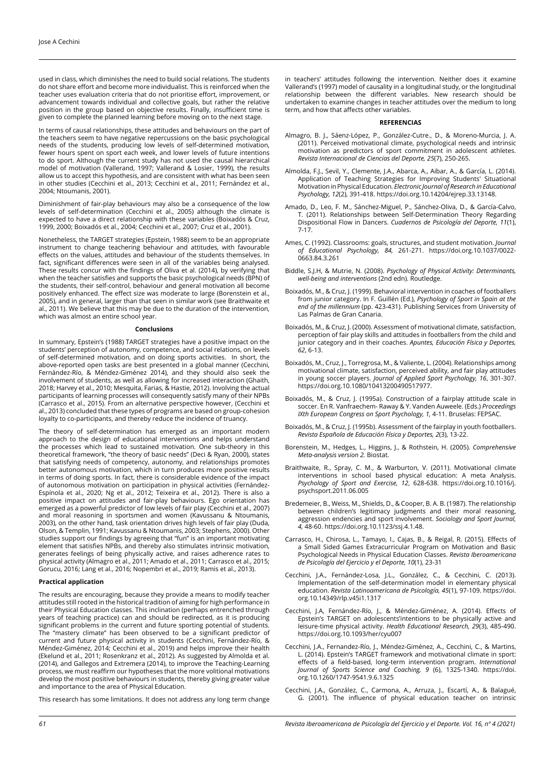used in class, which diminishes the need to build social relations. The students do not share effort and become more individualist. This is reinforced when the teacher uses evaluation criteria that do not prioritise effort, improvement, or advancement towards individual and collective goals, but rather the relative position in the group based on objective results. Finally, insufficient time is given to complete the planned learning before moving on to the next stage.

In terms of causal relationships, these attitudes and behaviours on the part of the teachers seem to have negative repercussions on the basic psychological needs of the students, producing low levels of self-determined motivation, fewer hours spent on sport each week, and lower levels of future intentions to do sport. Although the current study has not used the causal hierarchical model of motivation (Vallerand, 1997; Vallerand & Losier, 1999), the results allow us to accept this hypothesis, and are consistent with what has been seen in other studies (Cecchini et al., 2013; Cecchini et al., 2011; Fernández et al., 2004; Ntoumanis, 2001).

Diminishment of fair-play behaviours may also be a consequence of the low levels of self-determination (Cecchini et al., 2005) although the climate is expected to have a direct relationship with these variables (Boixadós & Cruz, 1999, 2000; Boixadós et al., 2004; Cecchini et al., 2007; Cruz et al., 2001).

Nonetheless, the TARGET strategies (Epstein, 1988) seem to be an appropriate instrument to change teachering behaviour and attitudes, with favourable effects on the values, attitudes and behaviour of the students themselves. In fact, significant differences were seen in all of the variables being analysed. These results concur with the findings of Oliva et al. (2014), by verifying that when the teacher satisfies and supports the basic psychological needs (BPN) of the students, their self-control, behaviour and general motivation all become positively enhanced. The effect size was moderate to large (Borenstein et al., 2005), and in general, larger than that seen in similar work (see Braithwaite et al., 2011). We believe that this may be due to the duration of the intervention, which was almost an entire school year.

## Conclusions

In summary, Epstein's (1988) TARGET strategies have a positive impact on the students' perception of autonomy, competence, and social relations, on levels of self-determined motivation, and on doing sports activities. In short, the above-reported open tasks are best presented in a global manner (Cecchini, Fernández-Río, & Méndez-Giménez 2014), and they should also seek the involvement of students, as well as allowing for increased interaction (Ghaith, 2018; Harvey et al., 2010; Mesquita, Farias, & Hastie, 2012). Involving the actual participants of learning processes will consequently satisfy many of their NPBs (Carrasco et al., 2015). From an alternative perspective however, (Cecchini et al., 2013) concluded that these types of programs are based on group-cohesion loyalty to co-participants, and thereby reduce the incidence of truancy.

The theory of self-determination has emerged as an important modern approach to the design of educational interventions and helps understand the processes which lead to sustained motivation. One sub-theory in this theoretical framework, "the theory of basic needs" (Deci & Ryan, 2000), states that satisfying needs of competency, autonomy, and relationships promotes better autonomous motivation, which in turn produces more positive results in terms of doing sports. In fact, there is considerable evidence of the impact of autonomous motivation on participation in physical activities (Fernández-Espínola et al., 2020; Ng et al., 2012; Teixeira et al., 2012). There is also a positive impact on attitudes and fair-play behaviours. Ego orientation has emerged as a powerful predictor of low levels of fair play (Cecchini et al., 2007) and moral reasoning in sportsmen and women (Kavussanu & Ntoumanis, 2003), on the other hand, task orientation drives high levels of fair play (Duda, Olson, & Templin, 1991; Kavussanu & Ntoumanis, 2003; Stephens, 2000). Other studies support our findings by agreeing that "fun" is an important motivating element that satisfies NPBs, and thereby also stimulates intrinsic motivation, generates feelings of being physically active, and raises adherence rates to physical activity (Almagro et al., 2011; Amado et al., 2011; Carrasco et al., 2015; Gorucu, 2016; Lang et al., 2016; Nopembri et al., 2019; Ramis et al., 2013).

### Practical application

The results are encouraging, because they provide a means to modify teacher attitudes still rooted in the historical tradition of aiming for high performance in their Physical Education classes. This inclination (perhaps entrenched through years of teaching practice) can and should be redirected, as it is producing significant problems in the current and future sporting potential of students. The "mastery climate" has been observed to be a significant predictor of current and future physical activity in students (Cecchini, Fernández-Río, & Méndez-Giménez, 2014; Cecchini et al., 2019) and help improve their health (Ekelund et al., 2011; Rosenkranz et al., 2012). As suggested by Almolda et al. (2014), and Gallegos and Extremera (2014), to improve the Teaching-Learning process, we must reaffirm our hypotheses that the more volitional motivations develop the most positive behaviours in students, thereby giving greater value and importance to the area of Physical Education.

This research has some limitations. It does not address any long term change in teachers' attitudes following the intervention. Neither does it examine Vallerand's (1997) model of causality in a longitudinal study, or the longitudinal relationship between the different variables. New research should be undertaken to examine changes in teacher attitudes over the medium to long term, and how that affects other variables.

## REFERENCIAS

Almagro, B. J., Sáenz-López, P., González-Cutre., D., & Moreno-Murcia, J. A. (2011). Perceived motivational climate, psychological needs and intrinsic motivation as predictors of sport commitment in adolescent athletes. *Revista Internacional de Ciencias del Deporte, 25*(7), 250-265.

Almolda, F.J., Sevil, Y., Clemente, J.A., Abarca, A., Aibar, A., & García, L. (2014). Application of Teaching Strategies for Improving Students' Situational Motivation in Physical Education. *Electronic Journal of Research in Educational Psychology, 12*(2), 391-418. https://doi.org.10.14204/ejrep.33.13148.

Amado, D., Leo, F. M., Sánchez-Miguel, P., Sánchez-Oliva, D., & García-Calvo, T. (2011). Relationships between Self-Determination Theory Regarding Dispositional Flow in Dancers. *Cuadernos de Psicología del Deporte, 11*(1), 7-17.

Ames, C. (1992). Classrooms: goals, structures, and student motivation. *Journal of Educational Psychology, 84*, 261-271. https://doi.org.10.1037/0022-0663.84.3.261

Biddle, S.J.H, & Mutrie, N. (2008). *Psychology of Physical Activity: Determinants, well-being and interventions* (2nd edn). Routledge.

Boixadós, M., & Cruz, J. (1999). Behavioral intervention in coaches of footballers from junior category. In F. Guillén (Ed.), *Psychology of Sport in Spain at the end of the millennium* (pp. 423-431). Publishing Services from University of Las Palmas de Gran Canaria.

Boixadós, M., & Cruz, J. (2000). Assessment of motivational climate, satisfaction, perception of fair play skills and attitudes in footballers from the child and junior category and in their coaches. *Apuntes, Educación Física y Deportes, 62*, 6-13.

Boixadós, M., Cruz, J., Torregrosa, M., & Valiente, L. (2004). Relationships among motivational climate, satisfaction, perceived ability, and fair play attitudes in young soccer players. *Journal of Applied Sport Psychology, 16*, 301-307. https://doi.org.10.1080/10413200490517977.

Boixadós, M., & Cruz, J. (1995a). Construction of a fairplay attitude scale in soccer. En R. Vanfraechem- Raway & Y. Vanden Auweele. (Eds.) *Proceedings IXth European Congress on Sport Psychology, 1,* 4-11. Bruselas: FEPSAC.

Boixadós, M., & Cruz, J. (1995b). Assessment of the fairplay in youth footballers. *Revista Española de Educación Física y Deportes, 2*(3), 13-22.

Borenstein, M., Hedges, L., Higgins, J., & Rothstein, H. (2005). *Comprehensive Meta-analysis version 2.* Biostat.

Braithwaite, R., Spray, C. M., & Warburton, V. (2011). Motivational climate interventions in school based physical education: A meta Analysis. *Psychology of Sport and Exercise, 12*, 628-638. https://doi.org.10.1016/j.psychsport.2011.06.005

Bredemeier, B., Weiss, M., Shields, D., & Cooper, B. A. B. (1987). The relationship between children's legitimacy judgments and their moral reasoning, aggression endencies and sport involvement. *Sociology and Sport Journal, 4,* 48-60. https://doi.org.10.1123/ssj.4.1.48.

Carrasco, H., Chirosa, L., Tamayo, I., Cajas, B., & Reigal, R. (2015). Effects of a Small Sided Games Extracurricular Program on Motivation and Basic Psychological Needs in Physical Education Classes. *Revista Iberoamericana de Psicología del Ejercicio y el Deporte, 10*(1), 23-31

Cecchini, J.A., Fernández-Losa, J.L., González, C., & Cecchini, C. (2013). Implementation of the self-determination model in elementary physical education. *Revista Latinoamericana de Psicología, 45*(1), 97-109. https://doi.org.10.14349/rlp.v45i1.1317

Cecchini, J.A, Fernández-Río, J., & Méndez-Giménez, A. (2014). Effects of Epstein's TARGET on adolescents'intentions to be physically active and leisure-time physical activity. *Health Educational Research, 29*(3), 485-490. https://doi.org.10.1093/her/cyu007

Cecchini, J.A., Fernandez-Río, J., Méndez-Giménez, A., Cecchini, C., & Martins, L. (2014). Epstein's TARGET framework and motivational climate in sport: effects of a field-based, long-term intervention program. *International Journal of Sports Science and Coaching, 9* (6), 1325-1340. https://doi.org.10.1260/1747-9541.9.6.1325

Cecchini, J.A., González, C., Carmona, A., Arruza, J., Escartí, A., & Balagué, G. (2001). The influence of physical education teacher on intrinsic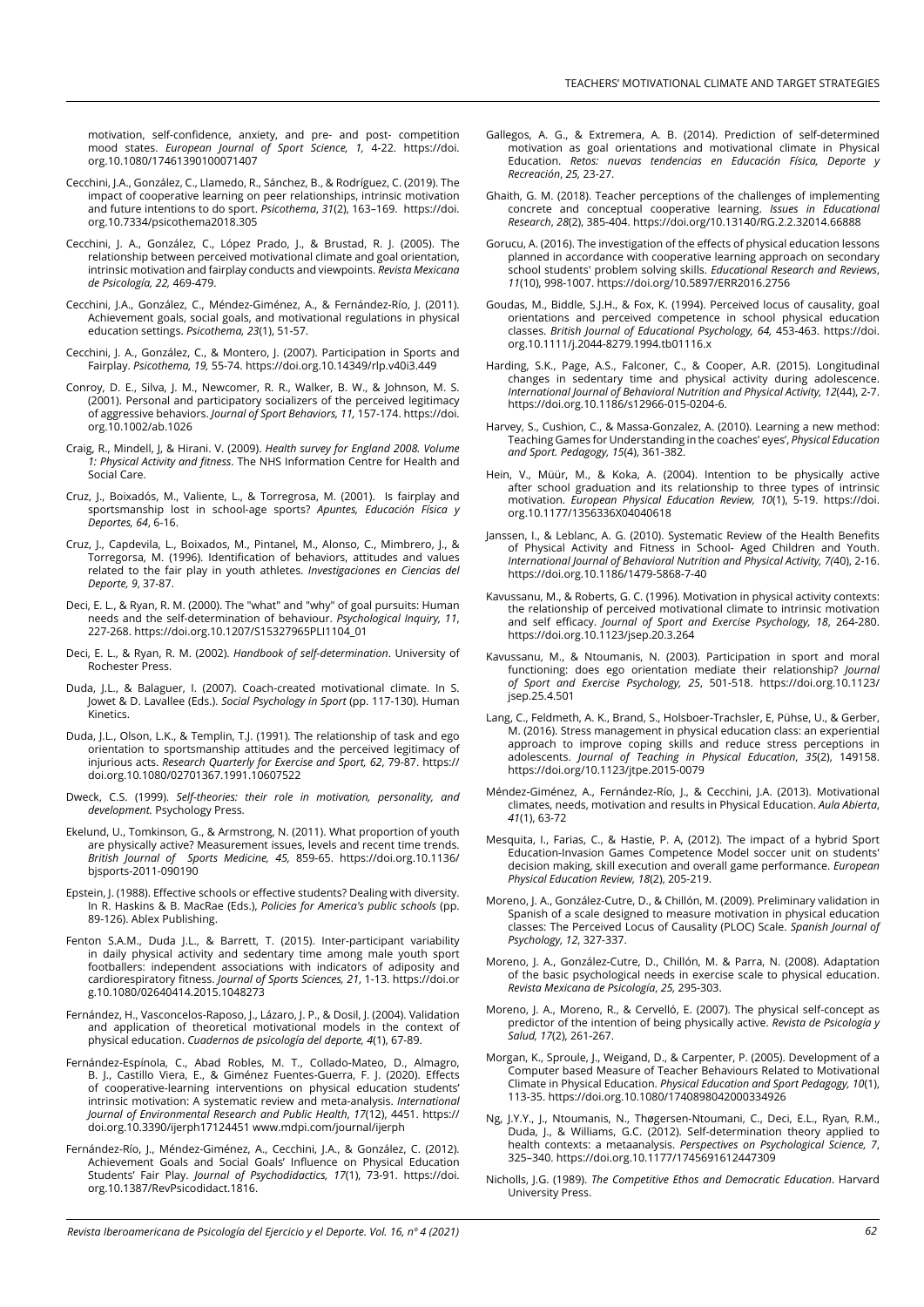motivation, self-confidence, anxiety, and pre- and post- competition mood states. *European Journal of Sport Science, 1,* 4-22. https://doi.org.10.1080/17461390100071407

Cecchini, J.A., González, C., Llamedo, R., Sánchez, B., & Rodríguez, C. (2019). The impact of cooperative learning on peer relationships, intrinsic motivation and future intentions to do sport. *Psicothema*, *31*(2), 163–169. https://doi.org.10.7334/psicothema2018.305

Cecchini, J. A., González, C., López Prado, J., & Brustad, R. J. (2005). The relationship between perceived motivational climate and goal orientation, intrinsic motivation and fairplay conducts and viewpoints. *Revista Mexicana de Psicología, 22,* 469-479.

Cecchini, J.A., González, C., Méndez-Giménez, A., & Fernández-Río, J. (2011). Achievement goals, social goals, and motivational regulations in physical education settings. *Psicothema, 23*(1), 51-57.

Cecchini, J. A., González, C., & Montero, J. (2007). Participation in Sports and Fairplay. *Psicothema, 19,* 55-74. https://doi.org.10.14349/rlp.v40i3.449

Conroy, D. E., Silva, J. M., Newcomer, R. R., Walker, B. W., & Johnson, M. S. (2001). Personal and participatory socializers of the perceived legitimacy of aggressive behaviors. *Journal of Sport Behaviors, 11,* 157-174. https://doi.org.10.1002/ab.1026

Craig, R., Mindell, J, & Hirani. V. (2009). *Health survey for England 2008. Volume 1: Physical Activity and fitness*. The NHS Information Centre for Health and Social Care.

Cruz, J., Boixadós, M., Valiente, L., & Torregrosa, M. (2001). Is fairplay and sportsmanship lost in school-age sports? *Apuntes, Educación Física y Deportes, 64*, 6-16.

Cruz, J., Capdevila, L., Boixados, M., Pintanel, M., Alonso, C., Mimbrero, J., & Torregorsa, M. (1996). Identification of behaviors, attitudes and values related to the fair play in youth athletes. *Investigaciones en Ciencias del Deporte, 9*, 37-87.

Deci, E. L., & Ryan, R. M. (2000). The "what" and "why" of goal pursuits: Human needs and the self-determination of behaviour. *Psychological Inquiry, 11*, 227-268. https://doi.org.10.1207/S15327965PLI1104_01

Deci, E. L., & Ryan, R. M. (2002). *Handbook of self-determination*. University of Rochester Press.

Duda, J.L., & Balaguer, I. (2007). Coach-created motivational climate. In S. Jowet & D. Lavallee (Eds.). *Social Psychology in Sport* (pp. 117-130). Human Kinetics.

Duda, J.L., Olson, L.K., & Templin, T.J. (1991). The relationship of task and ego orientation to sportsmanship attitudes and the perceived legitimacy of injurious acts. *Research Quarterly for Exercise and Sport, 62*, 79-87. https://doi.org.10.1080/02701367.1991.10607522

Dweck, C.S. (1999). *Self-theories: their role in motivation, personality, and development.* Psychology Press.

Ekelund, U., Tomkinson, G., & Armstrong, N. (2011). What proportion of youth are physically active? Measurement issues, levels and recent time trends. *British Journal of Sports Medicine, 45,* 859-65. https://doi.org.10.1136/bjsports-2011-090190

Epstein, J. (1988). Effective schools or effective students? Dealing with diversity. In R. Haskins & B. MacRae (Eds.), *Policies for America's public schools* (pp. 89-126). Ablex Publishing.

Fenton S.A.M., Duda J.L., & Barrett, T. (2015). Inter-participant variability in daily physical activity and sedentary time among male youth sport footballers: independent associations with indicators of adiposity and cardiorespiratory fitness. *Journal of Sports Sciences, 21*, 1-13. https://doi.org.10.1080/02640414.2015.1048273

Fernández, H., Vasconcelos-Raposo, J., Lázaro, J. P., & Dosil, J. (2004). Validation and application of theoretical motivational models in the context of physical education. *Cuadernos de psicología del deporte, 4*(1), 67-89.

Fernández-Espínola, C., Abad Robles, M. T., Collado-Mateo, D., Almagro, B. J., Castillo Viera, E., & Giménez Fuentes-Guerra, F. J. (2020). Effects of cooperative-learning interventions on physical education students' intrinsic motivation: A systematic review and meta-analysis. *International Journal of Environmental Research and Public Health*, *17*(12), 4451. https://doi.org.10.3390/ijerph17124451 www.mdpi.com/journal/ijerph

Fernández-Río, J., Méndez-Giménez, A., Cecchini, J.A., & González, C. (2012). Achievement Goals and Social Goals' Influence on Physical Education Students' Fair Play. *Journal of Psychodidactics, 17*(1), 73-91. https://doi.org.10.1387/RevPsicodidact.1816.

Gallegos, A. G., & Extremera, A. B. (2014). Prediction of self-determined motivation as goal orientations and motivational climate in Physical Education. *Retos: nuevas tendencias en Educación Física, Deporte y Recreación*, *25*, 23-27.

Ghaith, G. M. (2018). Teacher perceptions of the challenges of implementing concrete and conceptual cooperative learning. *Issues in Educational Research*, *28*(2), 385-404. https://doi.org/10.13140/RG.2.2.32014.66888

Gorucu, A. (2016). The investigation of the effects of physical education lessons planned in accordance with cooperative learning approach on secondary school students' problem solving skills. *Educational Research and Reviews*, *11*(10), 998-1007. https://doi.org/10.5897/ERR2016.2756

Goudas, M., Biddle, S.J.H., & Fox, K. (1994). Perceived locus of causality, goal orientations and perceived competence in school physical education classes. *British Journal of Educational Psychology, 64,* 453-463. https://doi.org.10.1111/j.2044-8279.1994.tb01116.x

Harding, S.K., Page, A.S., Falconer, C., & Cooper, A.R. (2015). Longitudinal changes in sedentary time and physical activity during adolescence. *International Journal of Behavioral Nutrition and Physical Activity, 12*(44), 2-7. https://doi.org.10.1186/s12966-015-0204-6.

Harvey, S., Cushion, C., & Massa-Gonzalez, A. (2010). Learning a new method: Teaching Games for Understanding in the coaches' eyes', *Physical Education and Sport. Pedagogy, 15*(4), 361-382.

Hein, V., Müür, M., & Koka, A. (2004). Intention to be physically active after school graduation and its relationship to three types of intrinsic motivation. *European Physical Education Review, 10*(1), 5-19. https://doi.org.10.1177/1356336X04040618

Janssen, I., & Leblanc, A. G. (2010). Systematic Review of the Health Benefits of Physical Activity and Fitness in School- Aged Children and Youth. *International Journal of Behavioral Nutrition and Physical Activity, 7*(40), 2-16. https://doi.org.10.1186/1479-5868-7-40

Kavussanu, M., & Roberts, G. C. (1996). Motivation in physical activity contexts: the relationship of perceived motivational climate to intrinsic motivation and self efficacy. *Journal of Sport and Exercise Psychology, 18*, 264-280. https://doi.org.10.1123/jsep.20.3.264

Kavussanu, M., & Ntoumanis, N. (2003). Participation in sport and moral functioning: does ego orientation mediate their relationship? *Journal of Sport and Exercise Psychology*, *25*, 501-518. https://doi.org.10.1123/jsep.25.4.501

Lang, C., Feldmeth, A. K., Brand, S., Holsboer-Trachsler, E, Pühse, U., & Gerber, M. (2016). Stress management in physical education class: an experiential approach to improve coping skills and reduce stress perceptions in adolescents. *Journal of Teaching in Physical Education*, *35*(2), 149158. https://doi.org/10.1123/jtpe.2015-0079

Méndez-Giménez, A., Fernández-Río, J., & Cecchini, J.A. (2013). Motivational climates, needs, motivation and results in Physical Education. *Aula Abierta*, *41*(1), 63-72

Mesquita, I., Farias, C., & Hastie, P. A, (2012). The impact of a hybrid Sport Education-Invasion Games Competence Model soccer unit on students' decision making, skill execution and overall game performance. *European Physical Education Review, 18*(2), 205-219.

Moreno, J. A., González-Cutre, D., & Chillón, M. (2009). Preliminary validation in Spanish of a scale designed to measure motivation in physical education classes: The Perceived Locus of Causality (PLOC) Scale. *Spanish Journal of Psychology*, *12*, 327-337.

Moreno, J. A., González-Cutre, D., Chillón, M. & Parra, N. (2008). Adaptation of the basic psychological needs in exercise scale to physical education. *Revista Mexicana de Psicología*, *25,* 295-303.

Moreno, J. A., Moreno, R., & Cervelló, E. (2007). The physical self-concept as predictor of the intention of being physically active. *Revista de Psicología y Salud, 17*(2), 261-267.

Morgan, K., Sproule, J., Weigand, D., & Carpenter, P. (2005). Development of a Computer based Measure of Teacher Behaviours Related to Motivational Climate in Physical Education. *Physical Education and Sport Pedagogy, 10*(1), 113-35. https://doi.org.10.1080/1740898042000334926

Ng, J.Y.Y., J., Ntoumanis, N., Thøgersen-Ntoumani, C., Deci, E.L., Ryan, R.M., Duda, J., & Williams, G.C. (2012). Self-determination theory applied to health contexts: a metaanalysis. *Perspectives on Psychological Science, 7*, 325–340. https://doi.org.10.1177/1745691612447309

Nicholls, J.G. (1989). *The Competitive Ethos and Democratic Education*. Harvard University Press.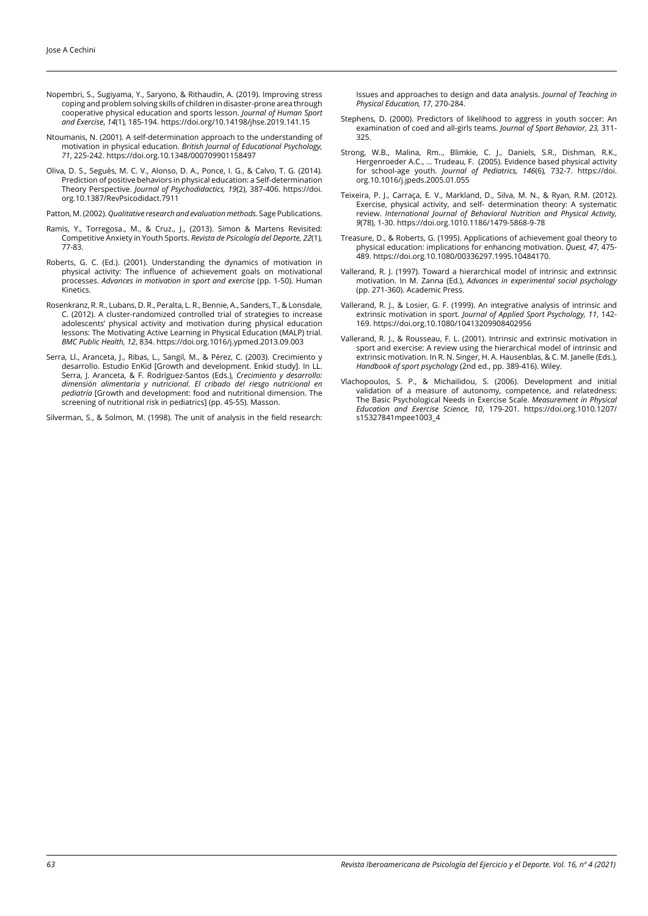Nopembri, S., Sugiyama, Y., Saryono, & Rithaudin, A. (2019). Improving stress coping and problem solving skills of children in disaster-prone area through cooperative physical education and sports lesson. *Journal of Human Sport and Exercise*, *14*(1), 185-194. https://doi.org/10.14198/jhse.2019.141.15

Ntoumanis, N. (2001). A self-determination approach to the understanding of motivation in physical education. *British Journal of Educational Psychology, 71*, 225-242. https://doi.org/10.1348/000709901158497

Oliva, D. S., Seguès, M. C. V., Alonso, D. A., Ponce, I. G., & Calvo, T. G. (2014). Prediction of positive behaviors in physical education: a Self-determination Theory Perspective. *Journal of Psychodidactics, 19*(2), 387-406. https://doi.org.10.1387/RevPsicodidact.7911

Patton, M. (2002). *Qualitative research and evaluation methods.* Sage Publications.

Ramis, Y., Torregosa., M., & Cruz., J., (2013). Simon & Martens Revisited: Competitive Anxiety in Youth Sports. *Revista de Psicología del Deporte, 22*(1), 77-83.

Roberts, G. C. (Ed.). (2001). Understanding the dynamics of motivation in physical activity: The influence of achievement goals on motivational processes. *Advances in motivation in sport and exercise* (pp. 1-50). Human Kinetics.

Rosenkranz, R. R., Lubans, D. R., Peralta, L. R., Bennie, A., Sanders, T., & Lonsdale, C. (2012). A cluster-randomized controlled trial of strategies to increase adolescents' physical activity and motivation during physical education lessons: The Motivating Active Learning in Physical Education (MALP) trial. *BMC Public Health, 12*, 834. https://doi.org.1016/j.ypmed.2013.09.003

Serra, Ll., Aranceta, J., Ribas, L., Sangil, M., & Pérez, C. (2003). Crecimiento y desarrollo. Estudio EnKid [Growth and development. Enkid study]. In LL. Serra, J. Aranceta, & F. Rodríguez-Santos (Eds.), *Crecimiento y desarrollo: dimensión alimentaria y nutricional. El cribado del riesgo nutricional en pediatría* [Growth and development: food and nutritional dimension. The screening of nutritional risk in pediatrics] (pp. 45-55). Masson.

Silverman, S., & Solmon, M. (1998). The unit of analysis in the field research: Issues and approaches to design and data analysis. *Journal of Teaching in Physical Education, 17*, 270-284.

Stephens, D. (2000). Predictors of likelihood to aggress in youth soccer: An examination of coed and all-girls teams. *Journal of Sport Behavior, 23,* 311-325.

Strong, W.B., Malina, Rm.., Blimkie, C. J., Daniels, S.R., Dishman, R.K., Hergenroeder A.C., ... Trudeau, F. (2005). Evidence based physical activity for school-age youth. *Journal of Pediatrics, 146*(6)*,* 732-7. https://doi.org.10.1016/j.jpeds.2005.01.055

Teixeira, P. J., Carraça, E. V., Markland, D., Silva, M. N., & Ryan, R.M. (2012). Exercise, physical activity, and self- determination theory: A systematic review. *International Journal of Behavioral Nutrition and Physical Activity, 9*(78), 1-30. https://doi.org.1010.1186/1479-5868-9-78

Treasure, D., & Roberts, G. (1995). Applications of achievement goal theory to physical education: implications for enhancing motivation. *Quest, 47,* 475-489. https://doi.org.10.1080/00336297.1995.10484170.

Vallerand, R. J. (1997). Toward a hierarchical model of intrinsic and extrinsic motivation. In M. Zanna (Ed.), *Advances in experimental social psychology* (pp. 271-360). Academic Press.

Vallerand, R. J., & Losier, G. F. (1999). An integrative analysis of intrinsic and extrinsic motivation in sport. *Journal of Applied Sport Psychology, 11*, 142-169. https://doi.org.10.1080/10413209908402956

Vallerand, R. J., & Rousseau, F. L. (2001). Intrinsic and extrinsic motivation in sport and exercise: A review using the hierarchical model of intrinsic and extrinsic motivation. In R. N. Singer, H. A. Hausenblas, & C. M. Janelle (Eds.), *Handbook of sport psychology* (2nd ed., pp. 389-416). Wiley.

Vlachopoulos, S. P., & Michailidou, S. (2006). Development and initial validation of a measure of autonomy, competence, and relatedness: The Basic Psychological Needs in Exercise Scale. *Measurement in Physical Education and Exercise Science, 10*, 179-201. https://doi.org.1010.1207/s15327841mpee1003_4